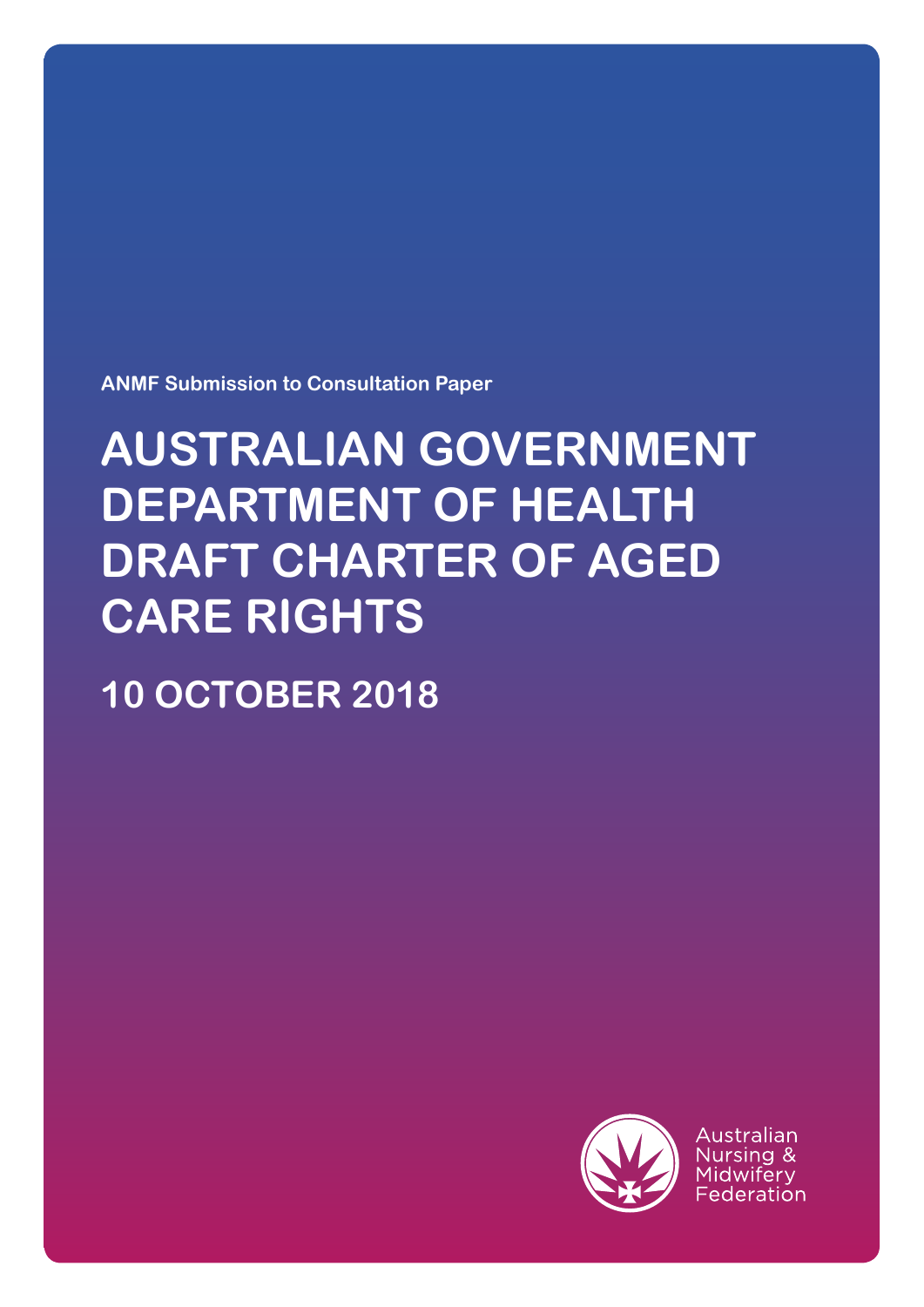ANMF Submission to Consultation Paper

# AUSTRALIAN GOVERNMENT DEPARTMENT OF HEALTH DRAFT CHARTER OF AGED CARE RIGHTS

## 10 OCTOBER 2018

Australian Nursing & Midwifery Federation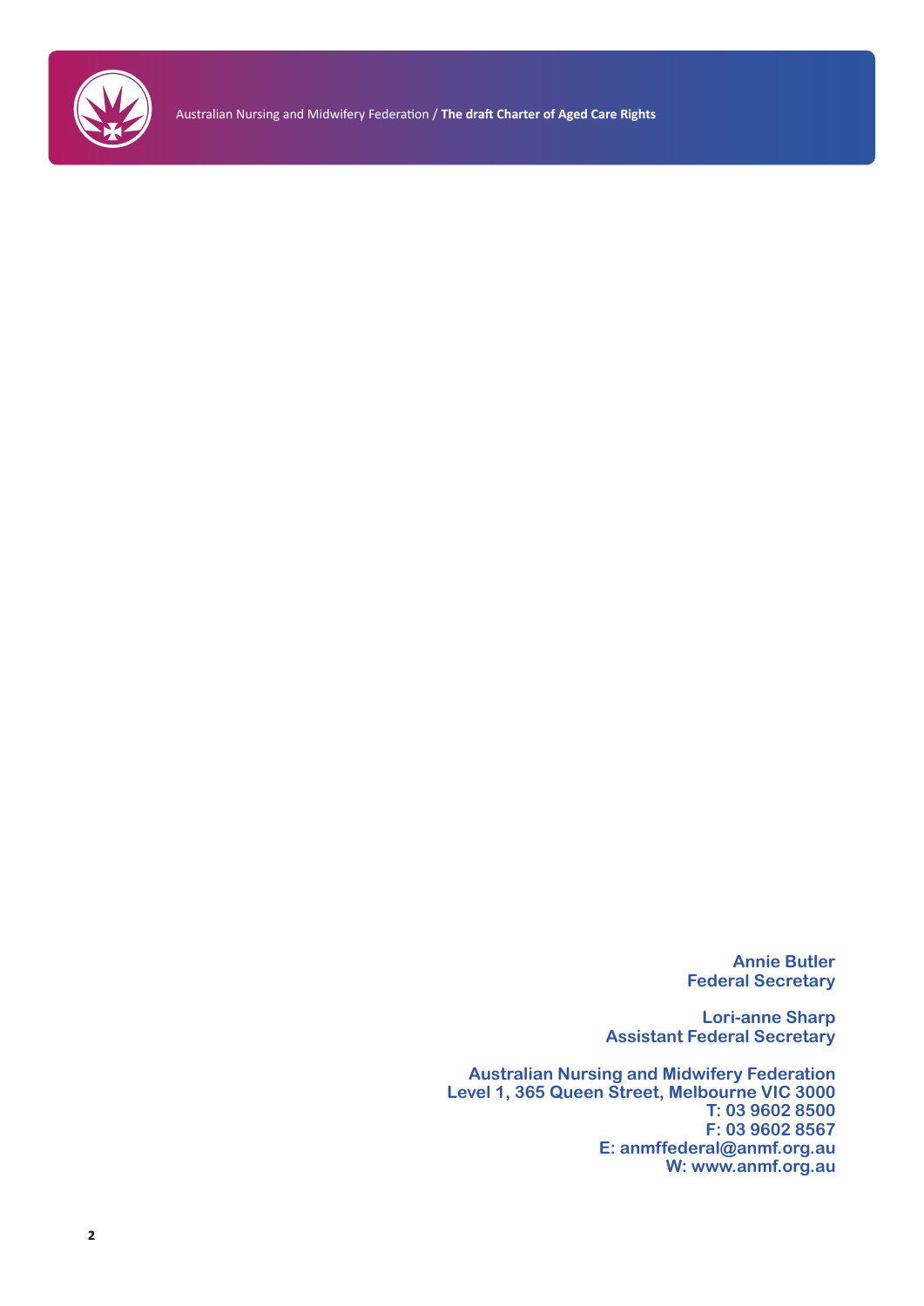**Annie Butler**
**Federal Secretary**

**Lori-anne Sharp**
**Assistant Federal Secretary**

**Australian Nursing and Midwifery Federation**
**Level 1, 365 Queen Street, Melbourne VIC 3000**
**T: 03 9602 8500**
**F: 03 9602 8567**
**E: anmffederal@anmf.org.au**
**W: www.anmf.org.au**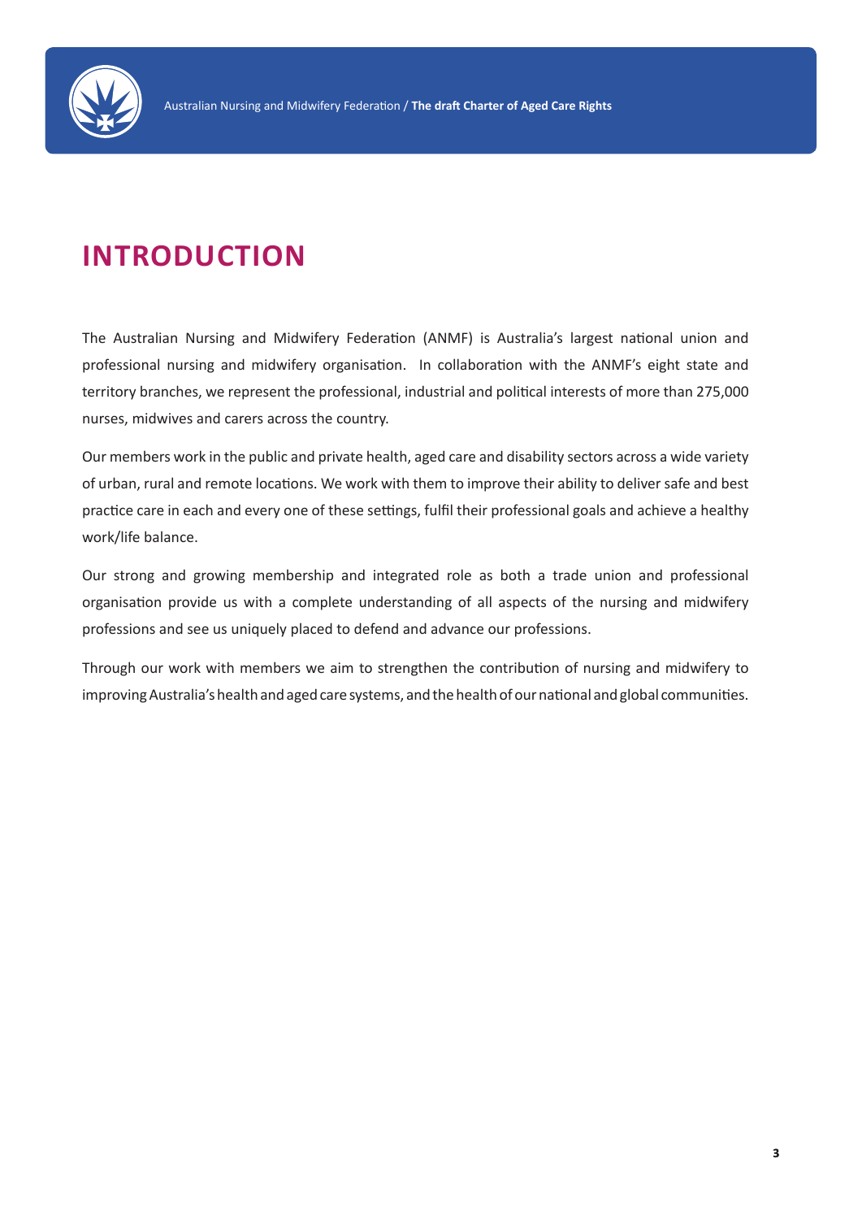# INTRODUCTION

The Australian Nursing and Midwifery Federation (ANMF) is Australia's largest national union and professional nursing and midwifery organisation. In collaboration with the ANMF's eight state and territory branches, we represent the professional, industrial and political interests of more than 275,000 nurses, midwives and carers across the country.

Our members work in the public and private health, aged care and disability sectors across a wide variety of urban, rural and remote locations. We work with them to improve their ability to deliver safe and best practice care in each and every one of these settings, fulfil their professional goals and achieve a healthy work/life balance.

Our strong and growing membership and integrated role as both a trade union and professional organisation provide us with a complete understanding of all aspects of the nursing and midwifery professions and see us uniquely placed to defend and advance our professions.

Through our work with members we aim to strengthen the contribution of nursing and midwifery to improving Australia's health and aged care systems, and the health of our national and global communities.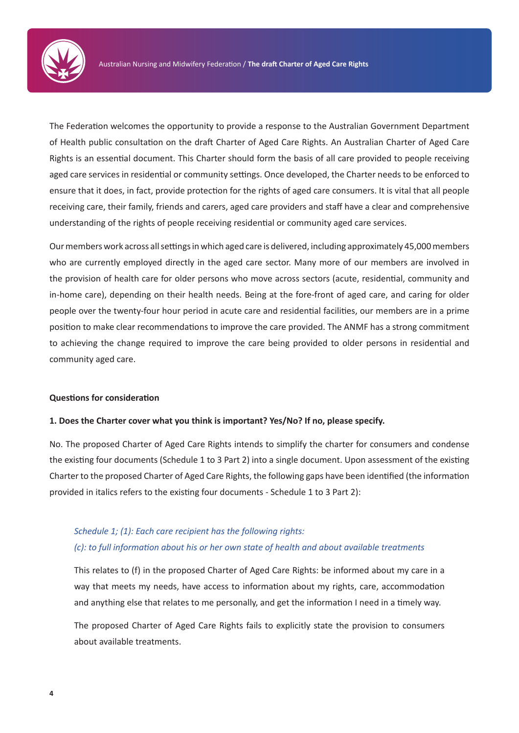The Federation welcomes the opportunity to provide a response to the Australian Government Department of Health public consultation on the draft Charter of Aged Care Rights. An Australian Charter of Aged Care Rights is an essential document. This Charter should form the basis of all care provided to people receiving aged care services in residential or community settings. Once developed, the Charter needs to be enforced to ensure that it does, in fact, provide protection for the rights of aged care consumers. It is vital that all people receiving care, their family, friends and carers, aged care providers and staff have a clear and comprehensive understanding of the rights of people receiving residential or community aged care services.

Our members work across all settings in which aged care is delivered, including approximately 45,000 members who are currently employed directly in the aged care sector. Many more of our members are involved in the provision of health care for older persons who move across sectors (acute, residential, community and in-home care), depending on their health needs. Being at the fore-front of aged care, and caring for older people over the twenty-four hour period in acute care and residential facilities, our members are in a prime position to make clear recommendations to improve the care provided. The ANMF has a strong commitment to achieving the change required to improve the care being provided to older persons in residential and community aged care.

**Questions for consideration**

**1. Does the Charter cover what you think is important? Yes/No? If no, please specify.**

No. The proposed Charter of Aged Care Rights intends to simplify the charter for consumers and condense the existing four documents (Schedule 1 to 3 Part 2) into a single document. Upon assessment of the existing Charter to the proposed Charter of Aged Care Rights, the following gaps have been identified (the information provided in italics refers to the existing four documents - Schedule 1 to 3 Part 2):

> *Schedule 1; (1): Each care recipient has the following rights:*
> *(c): to full information about his or her own state of health and about available treatments*
>
> This relates to (f) in the proposed Charter of Aged Care Rights: be informed about my care in a way that meets my needs, have access to information about my rights, care, accommodation and anything else that relates to me personally, and get the information I need in a timely way.
>
> The proposed Charter of Aged Care Rights fails to explicitly state the provision to consumers about available treatments.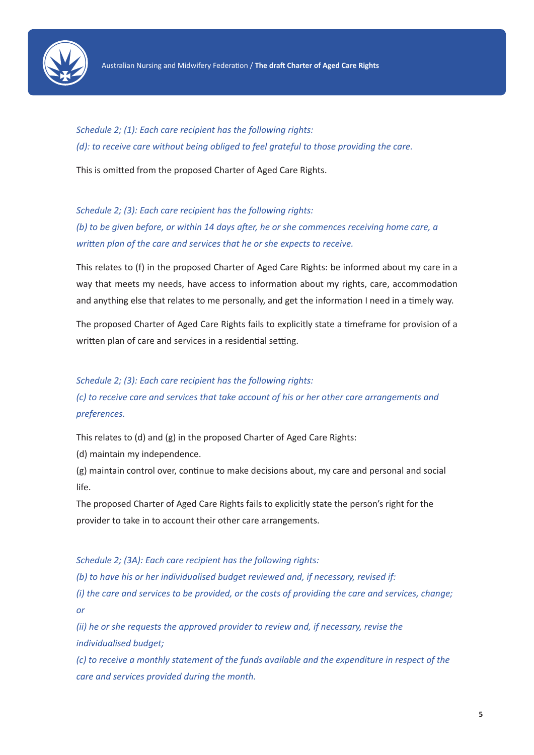*Schedule 2; (1): Each care recipient has the following rights:*
*(d): to receive care without being obliged to feel grateful to those providing the care.*

This is omitted from the proposed Charter of Aged Care Rights.

*Schedule 2; (3): Each care recipient has the following rights:*
*(b) to be given before, or within 14 days after, he or she commences receiving home care, a written plan of the care and services that he or she expects to receive.*

This relates to (f) in the proposed Charter of Aged Care Rights: be informed about my care in a way that meets my needs, have access to information about my rights, care, accommodation and anything else that relates to me personally, and get the information I need in a timely way.

The proposed Charter of Aged Care Rights fails to explicitly state a timeframe for provision of a written plan of care and services in a residential setting.

*Schedule 2; (3): Each care recipient has the following rights:*
*(c) to receive care and services that take account of his or her other care arrangements and preferences.*

This relates to (d) and (g) in the proposed Charter of Aged Care Rights:
(d) maintain my independence.
(g) maintain control over, continue to make decisions about, my care and personal and social life.
The proposed Charter of Aged Care Rights fails to explicitly state the person's right for the provider to take in to account their other care arrangements.

*Schedule 2; (3A): Each care recipient has the following rights:*
*(b) to have his or her individualised budget reviewed and, if necessary, revised if:*
*(i) the care and services to be provided, or the costs of providing the care and services, change; or*
*(ii) he or she requests the approved provider to review and, if necessary, revise the individualised budget;*
*(c) to receive a monthly statement of the funds available and the expenditure in respect of the care and services provided during the month.*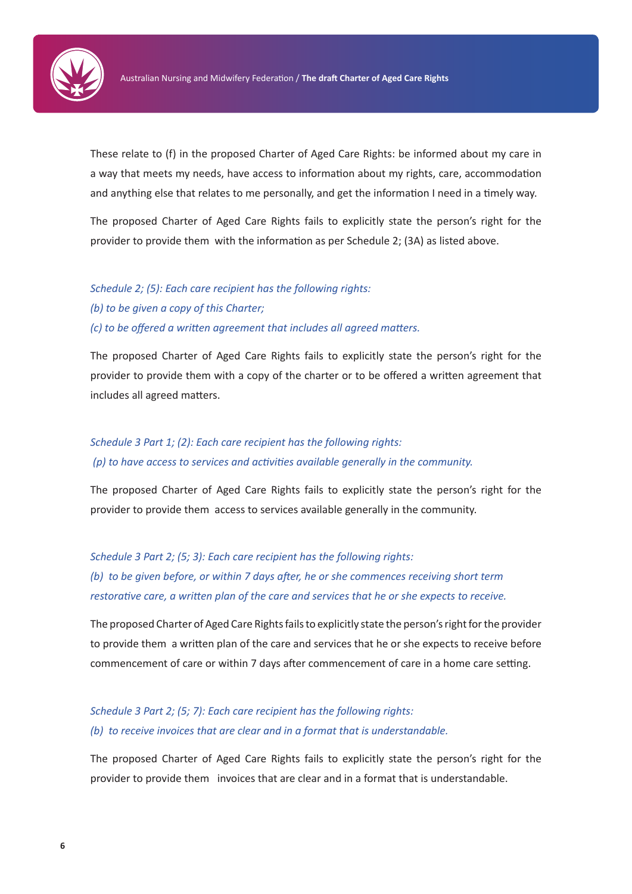These relate to (f) in the proposed Charter of Aged Care Rights: be informed about my care in a way that meets my needs, have access to information about my rights, care, accommodation and anything else that relates to me personally, and get the information I need in a timely way.

The proposed Charter of Aged Care Rights fails to explicitly state the person's right for the provider to provide them with the information as per Schedule 2; (3A) as listed above.

*Schedule 2; (5): Each care recipient has the following rights:*
*(b) to be given a copy of this Charter;*
*(c) to be offered a written agreement that includes all agreed matters.*

The proposed Charter of Aged Care Rights fails to explicitly state the person's right for the provider to provide them with a copy of the charter or to be offered a written agreement that includes all agreed matters.

*Schedule 3 Part 1; (2): Each care recipient has the following rights:*
*(p) to have access to services and activities available generally in the community.*

The proposed Charter of Aged Care Rights fails to explicitly state the person's right for the provider to provide them access to services available generally in the community.

*Schedule 3 Part 2; (5; 3): Each care recipient has the following rights:*
*(b) to be given before, or within 7 days after, he or she commences receiving short term restorative care, a written plan of the care and services that he or she expects to receive.*

The proposed Charter of Aged Care Rights fails to explicitly state the person's right for the provider to provide them a written plan of the care and services that he or she expects to receive before commencement of care or within 7 days after commencement of care in a home care setting.

*Schedule 3 Part 2; (5; 7): Each care recipient has the following rights:*
*(b) to receive invoices that are clear and in a format that is understandable.*

The proposed Charter of Aged Care Rights fails to explicitly state the person's right for the provider to provide them invoices that are clear and in a format that is understandable.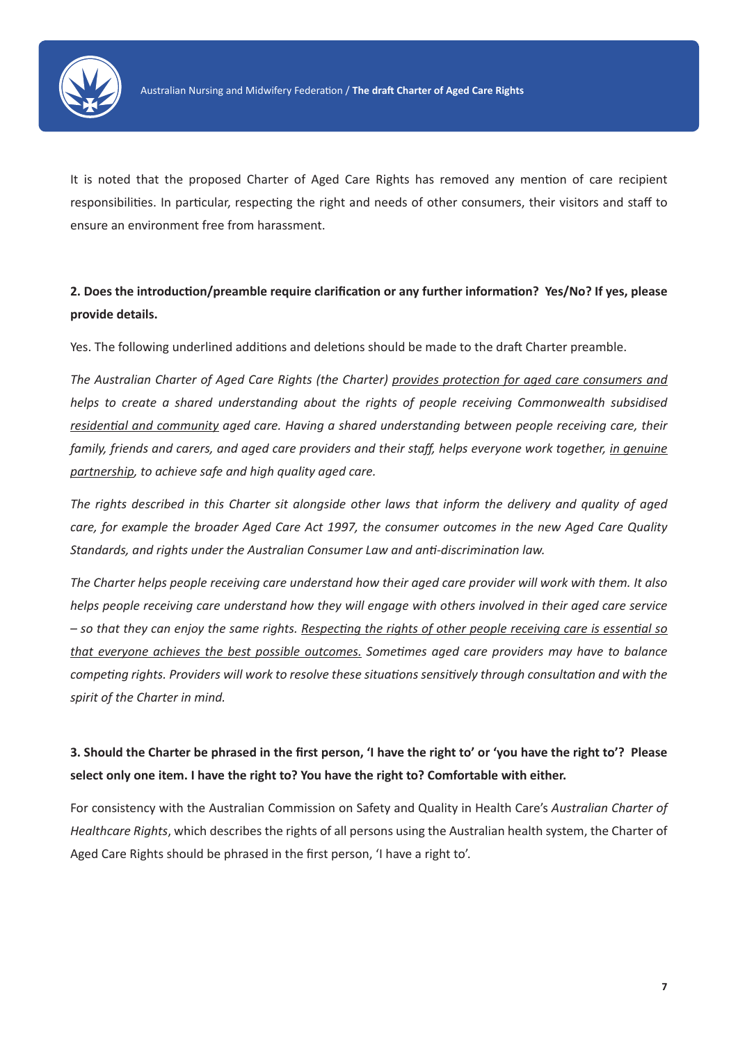It is noted that the proposed Charter of Aged Care Rights has removed any mention of care recipient responsibilities. In particular, respecting the right and needs of other consumers, their visitors and staff to ensure an environment free from harassment.

**2. Does the introduction/preamble require clarification or any further information? Yes/No? If yes, please provide details.**

Yes. The following underlined additions and deletions should be made to the draft Charter preamble.

*The Australian Charter of Aged Care Rights (the Charter) <u>provides protection for aged care consumers and</u> helps to create a shared understanding about the rights of people receiving Commonwealth subsidised <u>residential and community</u> aged care. Having a shared understanding between people receiving care, their family, friends and carers, and aged care providers and their staff, helps everyone work together, <u>in genuine partnership</u>, to achieve safe and high quality aged care.*

*The rights described in this Charter sit alongside other laws that inform the delivery and quality of aged care, for example the broader Aged Care Act 1997, the consumer outcomes in the new Aged Care Quality Standards, and rights under the Australian Consumer Law and anti-discrimination law.*

*The Charter helps people receiving care understand how their aged care provider will work with them. It also helps people receiving care understand how they will engage with others involved in their aged care service – so that they can enjoy the same rights. <u>Respecting the rights of other people receiving care is essential so that everyone achieves the best possible outcomes.</u> Sometimes aged care providers may have to balance competing rights. Providers will work to resolve these situations sensitively through consultation and with the spirit of the Charter in mind.*

**3. Should the Charter be phrased in the first person, 'I have the right to' or 'you have the right to'? Please select only one item. I have the right to? You have the right to? Comfortable with either.**

For consistency with the Australian Commission on Safety and Quality in Health Care's *Australian Charter of Healthcare Rights*, which describes the rights of all persons using the Australian health system, the Charter of Aged Care Rights should be phrased in the first person, 'I have a right to'.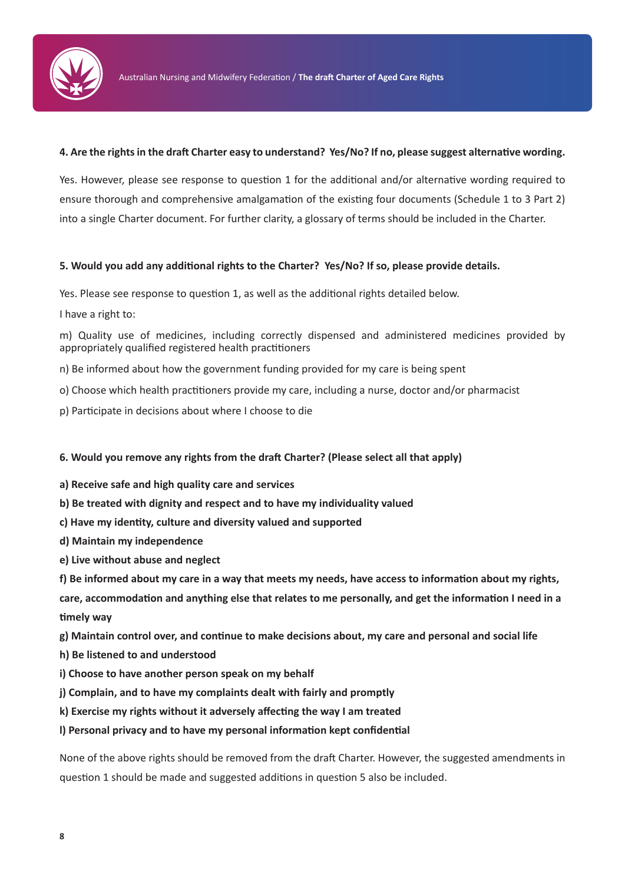**4. Are the rights in the draft Charter easy to understand? Yes/No? If no, please suggest alternative wording.**

Yes. However, please see response to question 1 for the additional and/or alternative wording required to ensure thorough and comprehensive amalgamation of the existing four documents (Schedule 1 to 3 Part 2) into a single Charter document. For further clarity, a glossary of terms should be included in the Charter.

**5. Would you add any additional rights to the Charter? Yes/No? If so, please provide details.**

Yes. Please see response to question 1, as well as the additional rights detailed below.

I have a right to:

m) Quality use of medicines, including correctly dispensed and administered medicines provided by appropriately qualified registered health practitioners

n) Be informed about how the government funding provided for my care is being spent

o) Choose which health practitioners provide my care, including a nurse, doctor and/or pharmacist

p) Participate in decisions about where I choose to die

**6. Would you remove any rights from the draft Charter? (Please select all that apply)**

**a) Receive safe and high quality care and services**

**b) Be treated with dignity and respect and to have my individuality valued**

**c) Have my identity, culture and diversity valued and supported**

**d) Maintain my independence**

**e) Live without abuse and neglect**

**f) Be informed about my care in a way that meets my needs, have access to information about my rights, care, accommodation and anything else that relates to me personally, and get the information I need in a timely way**

**g) Maintain control over, and continue to make decisions about, my care and personal and social life**

**h) Be listened to and understood**

**i) Choose to have another person speak on my behalf**

**j) Complain, and to have my complaints dealt with fairly and promptly**

**k) Exercise my rights without it adversely affecting the way I am treated**

**l) Personal privacy and to have my personal information kept confidential**

None of the above rights should be removed from the draft Charter. However, the suggested amendments in question 1 should be made and suggested additions in question 5 also be included.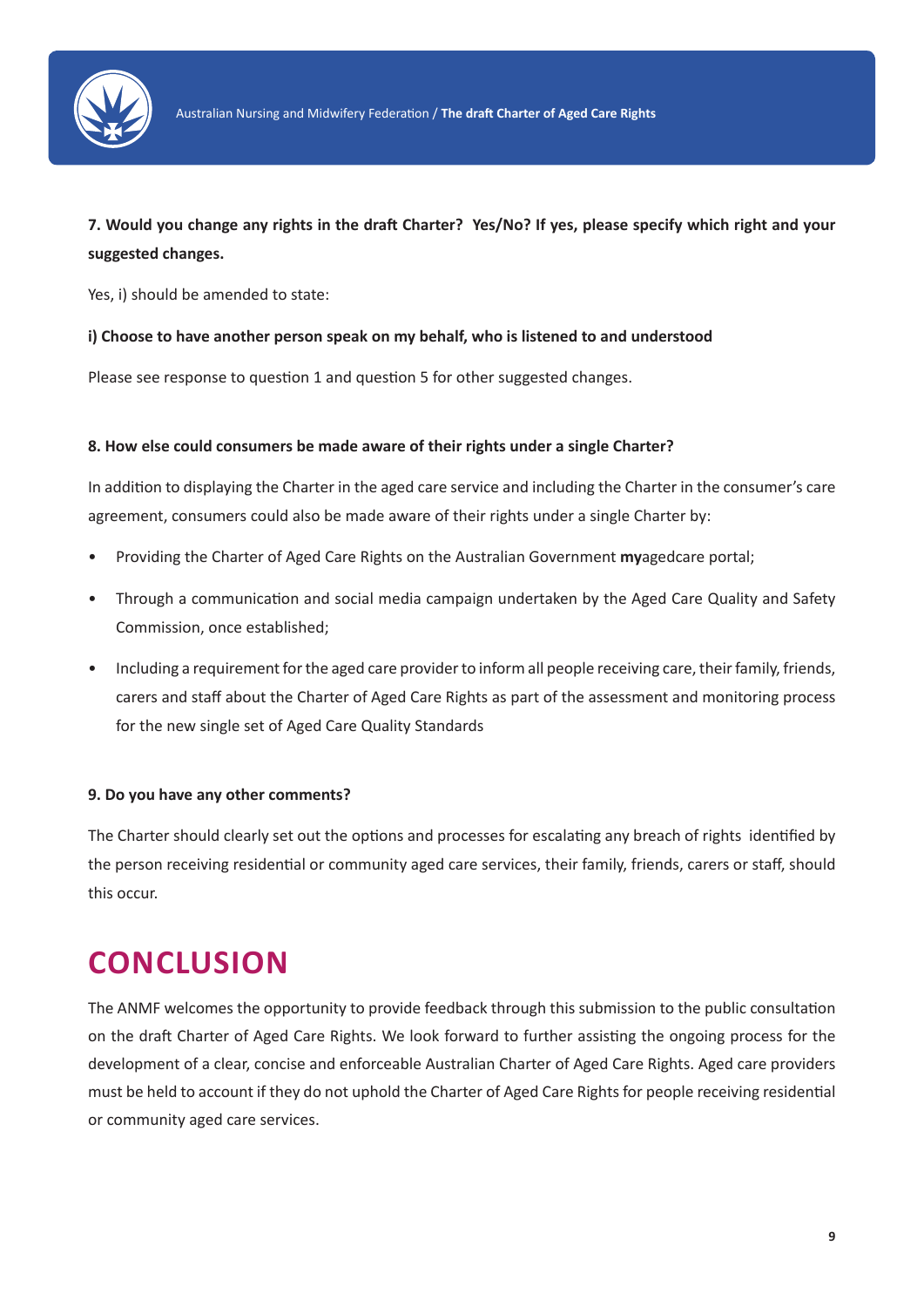**7. Would you change any rights in the draft Charter? Yes/No? If yes, please specify which right and your suggested changes.**

Yes, i) should be amended to state:

**i) Choose to have another person speak on my behalf, who is listened to and understood**

Please see response to question 1 and question 5 for other suggested changes.

**8. How else could consumers be made aware of their rights under a single Charter?**

In addition to displaying the Charter in the aged care service and including the Charter in the consumer's care agreement, consumers could also be made aware of their rights under a single Charter by:

- Providing the Charter of Aged Care Rights on the Australian Government **my**agedcare portal;
- Through a communication and social media campaign undertaken by the Aged Care Quality and Safety Commission, once established;
- Including a requirement for the aged care provider to inform all people receiving care, their family, friends, carers and staff about the Charter of Aged Care Rights as part of the assessment and monitoring process for the new single set of Aged Care Quality Standards

**9. Do you have any other comments?**

The Charter should clearly set out the options and processes for escalating any breach of rights identified by the person receiving residential or community aged care services, their family, friends, carers or staff, should this occur.

# CONCLUSION

The ANMF welcomes the opportunity to provide feedback through this submission to the public consultation on the draft Charter of Aged Care Rights. We look forward to further assisting the ongoing process for the development of a clear, concise and enforceable Australian Charter of Aged Care Rights. Aged care providers must be held to account if they do not uphold the Charter of Aged Care Rights for people receiving residential or community aged care services.